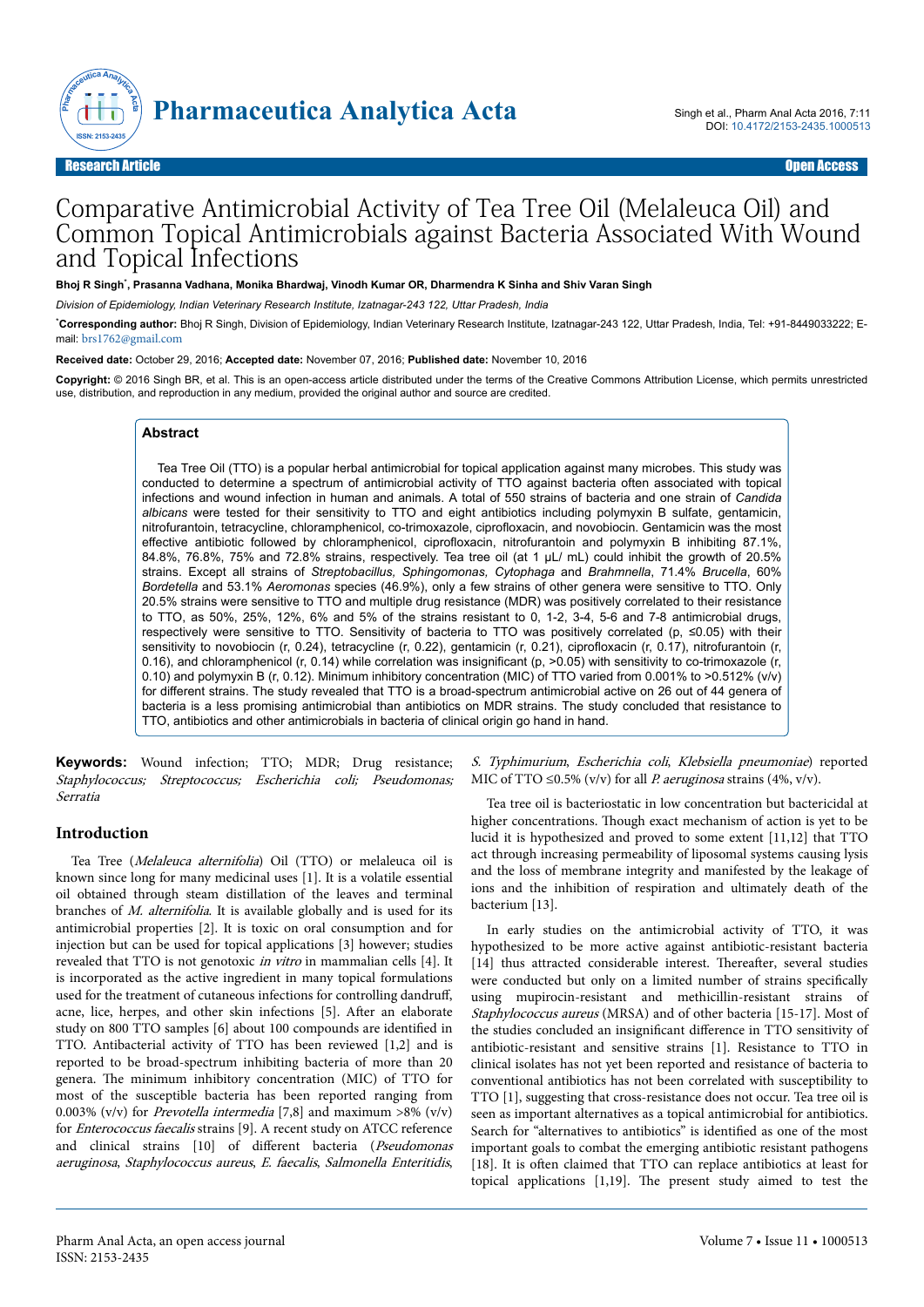Research Article — Open Access

# Comparative Antimicrobial Activity of Tea Tree Oil (Melaleuca Oil) and Common Topical Antimicrobials against Bacteria Associated With Wound and Topical Infections

**Bhoj R Singh***, **Prasanna Vadhana, Monika Bhardwaj, Vinodh Kumar OR, Dharmendra K Sinha and Shiv Varan Singh**

*Division of Epidemiology, Indian Veterinary Research Institute, Izatnagar-243 122, Uttar Pradesh, India*

***Corresponding author:** Bhoj R Singh, Division of Epidemiology, Indian Veterinary Research Institute, Izatnagar-243 122, Uttar Pradesh, India, Tel: +91-8449033222; E-mail: brs1762@gmail.com

**Received date:** October 29, 2016; **Accepted date:** November 07, 2016; **Published date:** November 10, 2016

**Copyright:** © 2016 Singh BR, et al. This is an open-access article distributed under the terms of the Creative Commons Attribution License, which permits unrestricted use, distribution, and reproduction in any medium, provided the original author and source are credited.

## Abstract

Tea Tree Oil (TTO) is a popular herbal antimicrobial for topical application against many microbes. This study was conducted to determine a spectrum of antimicrobial activity of TTO against bacteria often associated with topical infections and wound infection in human and animals. A total of 550 strains of bacteria and one strain of *Candida albicans* were tested for their sensitivity to TTO and eight antibiotics including polymyxin B sulfate, gentamicin, nitrofurantoin, tetracycline, chloramphenicol, co-trimoxazole, ciprofloxacin, and novobiocin. Gentamicin was the most effective antibiotic followed by chloramphenicol, ciprofloxacin, nitrofurantoin and polymyxin B inhibiting 87.1%, 84.8%, 76.8%, 75% and 72.8% strains, respectively. Tea tree oil (at 1 µL/ mL) could inhibit the growth of 20.5% strains. Except all strains of *Streptobacillus, Sphingomonas, Cytophaga* and *Brahmnella*, 71.4% *Brucella*, 60% *Bordetella* and 53.1% *Aeromonas* species (46.9%), only a few strains of other genera were sensitive to TTO. Only 20.5% strains were sensitive to TTO and multiple drug resistance (MDR) was positively correlated to their resistance to TTO, as 50%, 25%, 12%, 6% and 5% of the strains resistant to 0, 1-2, 3-4, 5-6 and 7-8 antimicrobial drugs, respectively were sensitive to TTO. Sensitivity of bacteria to TTO was positively correlated (p, ≤0.05) with their sensitivity to novobiocin (r, 0.24), tetracycline (r, 0.22), gentamicin (r, 0.21), ciprofloxacin (r, 0.17), nitrofurantoin (r, 0.16), and chloramphenicol (r, 0.14) while correlation was insignificant (p, >0.05) with sensitivity to co-trimoxazole (r, 0.10) and polymyxin B (r, 0.12). Minimum inhibitory concentration (MIC) of TTO varied from 0.001% to >0.512% (v/v) for different strains. The study revealed that TTO is a broad-spectrum antimicrobial active on 26 out of 44 genera of bacteria is a less promising antimicrobial than antibiotics on MDR strains. The study concluded that resistance to TTO, antibiotics and other antimicrobials in bacteria of clinical origin go hand in hand.

**Keywords:** Wound infection; TTO; MDR; Drug resistance; *Staphylococcus; Streptococcus; Escherichia coli; Pseudomonas; Serratia*

## Introduction

Tea Tree (*Melaleuca alternifolia*) Oil (TTO) or melaleuca oil is known since long for many medicinal uses [1]. It is a volatile essential oil obtained through steam distillation of the leaves and terminal branches of *M. alternifolia*. It is available globally and is used for its antimicrobial properties [2]. It is toxic on oral consumption and for injection but can be used for topical applications [3] however; studies revealed that TTO is not genotoxic *in vitro* in mammalian cells [4]. It is incorporated as the active ingredient in many topical formulations used for the treatment of cutaneous infections for controlling dandruff, acne, lice, herpes, and other skin infections [5]. After an elaborate study on 800 TTO samples [6] about 100 compounds are identified in TTO. Antibacterial activity of TTO has been reviewed [1,2] and is reported to be broad-spectrum inhibiting bacteria of more than 20 genera. The minimum inhibitory concentration (MIC) of TTO for most of the susceptible bacteria has been reported ranging from 0.003% (v/v) for *Prevotella intermedia* [7,8] and maximum >8% (v/v) for *Enterococcus faecalis* strains [9]. A recent study on ATCC reference and clinical strains [10] of different bacteria (*Pseudomonas aeruginosa*, *Staphylococcus aureus*, *E. faecalis*, *Salmonella Enteritidis*, *S. Typhimurium*, *Escherichia coli*, *Klebsiella pneumoniae*) reported MIC of TTO ≤0.5% (v/v) for all *P. aeruginosa* strains (4%, v/v).

Tea tree oil is bacteriostatic in low concentration but bactericidal at higher concentrations. Though exact mechanism of action is yet to be lucid it is hypothesized and proved to some extent [11,12] that TTO act through increasing permeability of liposomal systems causing lysis and the loss of membrane integrity and manifested by the leakage of ions and the inhibition of respiration and ultimately death of the bacterium [13].

In early studies on the antimicrobial activity of TTO, it was hypothesized to be more active against antibiotic-resistant bacteria [14] thus attracted considerable interest. Thereafter, several studies were conducted but only on a limited number of strains specifically using mupirocin-resistant and methicillin-resistant strains of *Staphylococcus aureus* (MRSA) and of other bacteria [15-17]. Most of the studies concluded an insignificant difference in TTO sensitivity of antibiotic-resistant and sensitive strains [1]. Resistance to TTO in clinical isolates has not yet been reported and resistance of bacteria to conventional antibiotics has not been correlated with susceptibility to TTO [1], suggesting that cross-resistance does not occur. Tea tree oil is seen as important alternatives as a topical antimicrobial for antibiotics. Search for "alternatives to antibiotics" is identified as one of the most important goals to combat the emerging antibiotic resistant pathogens [18]. It is often claimed that TTO can replace antibiotics at least for topical applications [1,19]. The present study aimed to test the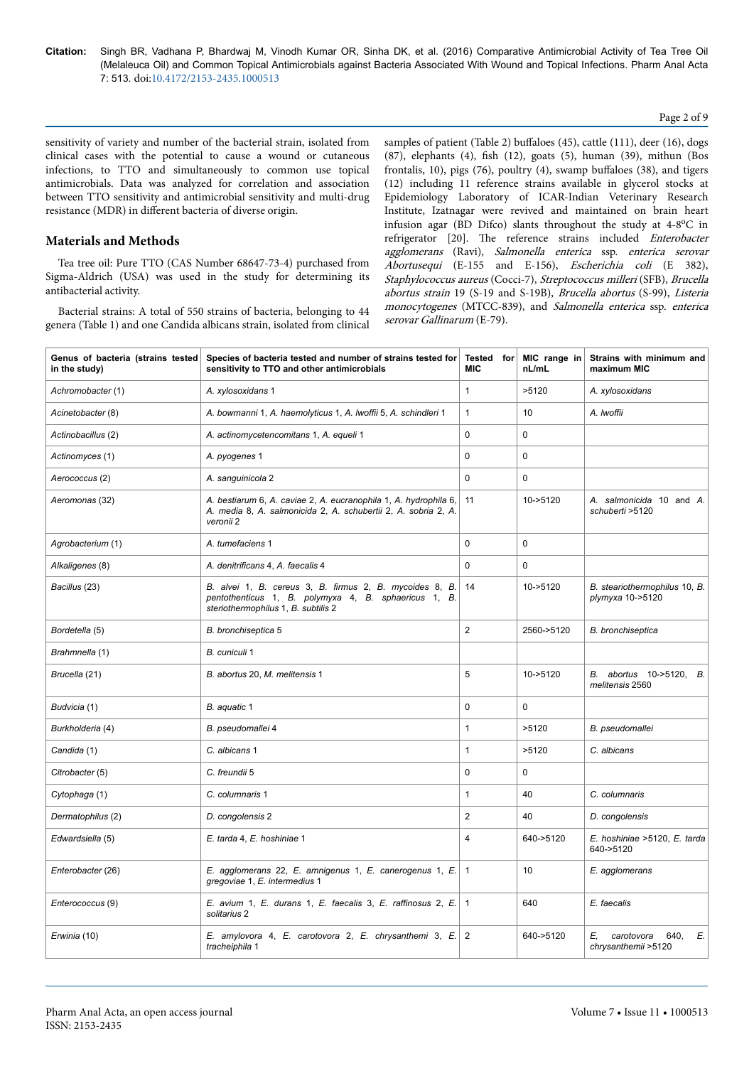sensitivity of variety and number of the bacterial strain, isolated from clinical cases with the potential to cause a wound or cutaneous infections, to TTO and simultaneously to common use topical antimicrobials. Data was analyzed for correlation and association between TTO sensitivity and antimicrobial sensitivity and multi-drug resistance (MDR) in different bacteria of diverse origin.

## Materials and Methods

Tea tree oil: Pure TTO (CAS Number 68647-73-4) purchased from Sigma-Aldrich (USA) was used in the study for determining its antibacterial activity.

Bacterial strains: A total of 550 strains of bacteria, belonging to 44 genera (Table 1) and one Candida albicans strain, isolated from clinical samples of patient (Table 2) buffaloes (45), cattle (111), deer (16), dogs (87), elephants (4), fish (12), goats (5), human (39), mithun (Bos frontalis, 10), pigs (76), poultry (4), swamp buffaloes (38), and tigers (12) including 11 reference strains available in glycerol stocks at Epidemiology Laboratory of ICAR-Indian Veterinary Research Institute, Izatnagar were revived and maintained on brain heart infusion agar (BD Difco) slants throughout the study at 4-8°C in refrigerator [20]. The reference strains included *Enterobacter agglomerans* (Ravi), *Salmonella enterica* ssp. *enterica serovar Abortusequi* (E-155 and E-156), *Escherichia coli* (E 382), *Staphylococcus aureus* (Cocci-7), *Streptococcus milleri* (SFB), *Brucella abortus strain* 19 (S-19 and S-19B), *Brucella abortus* (S-99), *Listeria monocytogenes* (MTCC-839), and *Salmonella enterica* ssp. *enterica serovar Gallinarum* (E-79).

| Genus of bacteria (strains tested in the study) | Species of bacteria tested and number of strains tested for sensitivity to TTO and other antimicrobials | Tested for MIC | MIC range in nL/mL | Strains with minimum and maximum MIC |
|---|---|---|---|---|
| *Achromobacter* (1) | *A. xylosoxidans* 1 | 1 | >5120 | *A. xylosoxidans* |
| *Acinetobacter* (8) | *A. bowmanni* 1, *A. haemolyticus* 1, *A. lwoffii* 5, *A. schindleri* 1 | 1 | 10 | *A. lwoffii* |
| *Actinobacillus* (2) | *A. actinomycetencomitans* 1, *A. equeli* 1 | 0 | 0 | |
| *Actinomyces* (1) | *A. pyogenes* 1 | 0 | 0 | |
| *Aerococcus* (2) | *A. sanguinicola* 2 | 0 | 0 | |
| *Aeromonas* (32) | *A. bestiarum* 6, *A. caviae* 2, *A. eucranophila* 1, *A. hydrophila* 6, *A. media* 8, *A. salmonicida* 2, *A. schubertii* 2, *A. sobria* 2, *A. veronii* 2 | 11 | 10->5120 | *A. salmonicida* 10 and *A. schuberti* >5120 |
| *Agrobacterium* (1) | *A. tumefaciens* 1 | 0 | 0 | |
| *Alkaligenes* (8) | *A. denitrificans* 4, *A. faecalis* 4 | 0 | 0 | |
| *Bacillus* (23) | *B. alvei* 1, *B. cereus* 3, *B. firmus* 2, *B. mycoides* 8, *B. pentothenticus* 1, *B. polymyxa* 4, *B. sphaericus* 1, *B. steriothermophilus* 1, *B. subtilis* 2 | 14 | 10->5120 | *B. steariothermophilus* 10, *B. plymyxa* 10->5120 |
| *Bordetella* (5) | *B. bronchiseptica* 5 | 2 | 2560->5120 | *B. bronchiseptica* |
| *Brahmnella* (1) | *B. cuniculi* 1 | | | |
| *Brucella* (21) | *B. abortus* 20, *M. melitensis* 1 | 5 | 10->5120 | *B. abortus* 10->5120, *B. melitensis* 2560 |
| *Budvicia* (1) | *B. aquatic* 1 | 0 | 0 | |
| *Burkholderia* (4) | *B. pseudomallei* 4 | 1 | >5120 | *B. pseudomallei* |
| *Candida* (1) | *C. albicans* 1 | 1 | >5120 | *C. albicans* |
| *Citrobacter* (5) | *C. freundii* 5 | 0 | 0 | |
| *Cytophaga* (1) | *C. columnaris* 1 | 1 | 40 | *C. columnaris* |
| *Dermatophilus* (2) | *D. congolensis* 2 | 2 | 40 | *D. congolensis* |
| *Edwardsiella* (5) | *E. tarda* 4, *E. hoshiniae* 1 | 4 | 640->5120 | *E. hoshiniae* >5120, *E. tarda* 640->5120 |
| *Enterobacter* (26) | *E. agglomerans* 22, *E. amnigenus* 1, *E. canerogenus* 1, *E. gregoviae* 1, *E. intermedius* 1 | 1 | 10 | *E. agglomerans* |
| *Enterococcus* (9) | *E. avium* 1, *E. durans* 1, *E. faecalis* 3, *E. raffinosus* 2, *E. solitarius* 2 | 1 | 640 | *E. faecalis* |
| *Erwinia* (10) | *E. amylovora* 4, *E. carotovora* 2, *E. chrysanthemi* 3, *E. tracheiphila* 1 | 2 | 640->5120 | *E, carotovora* 640, *E. chrysanthemii* >5120 |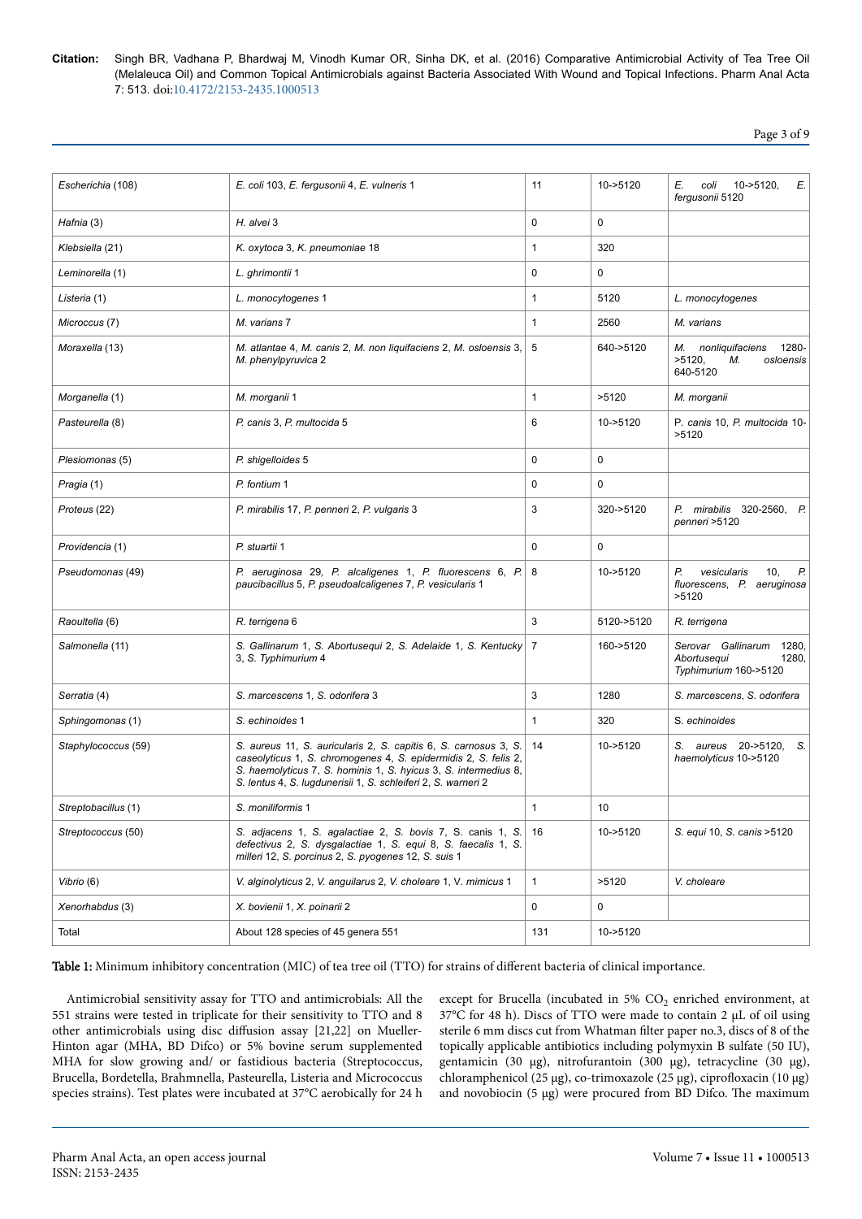| | | | | |
|---|---|---|---|---|
| *Escherichia* (108) | *E. coli* 103, *E. fergusonii* 4, *E. vulneris* 1 | 11 | 10->5120 | *E. coli* 10->5120, *E. fergusonii* 5120 |
| *Hafnia* (3) | *H. alvei* 3 | 0 | 0 | |
| *Klebsiella* (21) | *K. oxytoca* 3, *K. pneumoniae* 18 | 1 | 320 | |
| *Leminorella* (1) | *L. ghrimontii* 1 | 0 | 0 | |
| *Listeria* (1) | *L. monocytogenes* 1 | 1 | 5120 | *L. monocytogenes* |
| *Micrococcus* (7) | *M. varians* 7 | 1 | 2560 | *M. varians* |
| *Moraxella* (13) | *M. atlantae* 4, *M. canis* 2, *M. non liquifaciens* 2, *M. osloensis* 3, *M. phenylpyruvica* 2 | 5 | 640->5120 | *M. nonliquifaciens* 1280->5120, *M. osloensis* 640-5120 |
| *Morganella* (1) | *M. morganii* 1 | 1 | >5120 | *M. morganii* |
| *Pasteurella* (8) | *P. canis* 3, *P. multocida* 5 | 6 | 10->5120 | P. *canis* 10, *P. multocida* 10->5120 |
| *Plesiomonas* (5) | *P. shigelloides* 5 | 0 | 0 | |
| *Pragia* (1) | *P. fontium* 1 | 0 | 0 | |
| *Proteus* (22) | *P. mirabilis* 17, *P. penneri* 2, *P. vulgaris* 3 | 3 | 320->5120 | *P. mirabilis* 320-2560, *P. penneri* >5120 |
| *Providencia* (1) | *P. stuartii* 1 | 0 | 0 | |
| *Pseudomonas* (49) | *P. aeruginosa* 29, *P. alcaligenes* 1, *P. fluorescens* 6, *P. paucibacillus* 5, *P. pseudoalcaligenes* 7, *P. vesicularis* 1 | 8 | 10->5120 | *P. vesicularis* 10, *P. fluorescens*, *P. aeruginosa* >5120 |
| *Raoultella* (6) | *R. terrigena* 6 | 3 | 5120->5120 | *R. terrigena* |
| *Salmonella* (11) | *S. Gallinarum* 1, *S. Abortusequi* 2, *S. Adelaide* 1, *S. Kentucky* 3, *S. Typhimurium* 4 | 7 | 160->5120 | *Serovar Gallinarum* 1280, *Abortusequi* 1280, *Typhimurium* 160->5120 |
| *Serratia* (4) | *S. marcescens* 1, *S. odorifera* 3 | 3 | 1280 | *S. marcescens*, *S. odorifera* |
| *Sphingomonas* (1) | *S. echinoides* 1 | 1 | 320 | S. *echinoides* |
| *Staphylococcus* (59) | *S. aureus* 11, *S. auricularis* 2, *S. capitis* 6, *S. carnosus* 3, *S. caseolyticus* 1, *S. chromogenes* 4, *S. epidermidis* 2, *S. felis* 2, *S. haemolyticus* 7, *S. hominis* 1, *S. hyicus* 3, *S. intermedius* 8, *S. lentus* 4, *S. lugdunerisii* 1, *S. schleiferi* 2, *S. warneri* 2 | 14 | 10->5120 | *S. aureus* 20->5120, *S. haemolyticus* 10->5120 |
| *Streptobacillus* (1) | *S. moniliformis* 1 | 1 | 10 | |
| *Streptococcus* (50) | *S. adjacens* 1, *S. agalactiae* 2, *S. bovis* 7, S. *canis* 1, *S. defectivus* 2, *S. dysgalactiae* 1, *S. equi* 8, *S. faecalis* 1, *S. milleri* 12, *S. porcinus* 2, *S. pyogenes* 12, *S. suis* 1 | 16 | 10->5120 | *S. equi* 10, *S. canis* >5120 |
| *Vibrio* (6) | *V. alginolyticus* 2, *V. anguilarus* 2, *V. choleare* 1, V. *mimicus* 1 | 1 | >5120 | *V. choleare* |
| *Xenorhabdus* (3) | *X. bovienii* 1, *X. poinarii* 2 | 0 | 0 | |
| Total | About 128 species of 45 genera 551 | 131 | 10->5120 | |

**Table 1:** Minimum inhibitory concentration (MIC) of tea tree oil (TTO) for strains of different bacteria of clinical importance.

Antimicrobial sensitivity assay for TTO and antimicrobials: All the 551 strains were tested in triplicate for their sensitivity to TTO and 8 other antimicrobials using disc diffusion assay [21,22] on Mueller-Hinton agar (MHA, BD Difco) or 5% bovine serum supplemented MHA for slow growing and/ or fastidious bacteria (Streptococcus, Brucella, Bordetella, Brahmnella, Pasteurella, Listeria and Micrococcus species strains). Test plates were incubated at 37°C aerobically for 24 h except for Brucella (incubated in 5% $CO_2$ enriched environment, at 37°C for 48 h). Discs of TTO were made to contain 2 µL of oil using sterile 6 mm discs cut from Whatman filter paper no.3, discs of 8 of the topically applicable antibiotics including polymyxin B sulfate (50 IU), gentamicin (30 µg), nitrofurantoin (300 µg), tetracycline (30 µg), chloramphenicol (25 µg), co-trimoxazole (25 µg), ciprofloxacin (10 µg) and novobiocin (5 µg) were procured from BD Difco. The maximum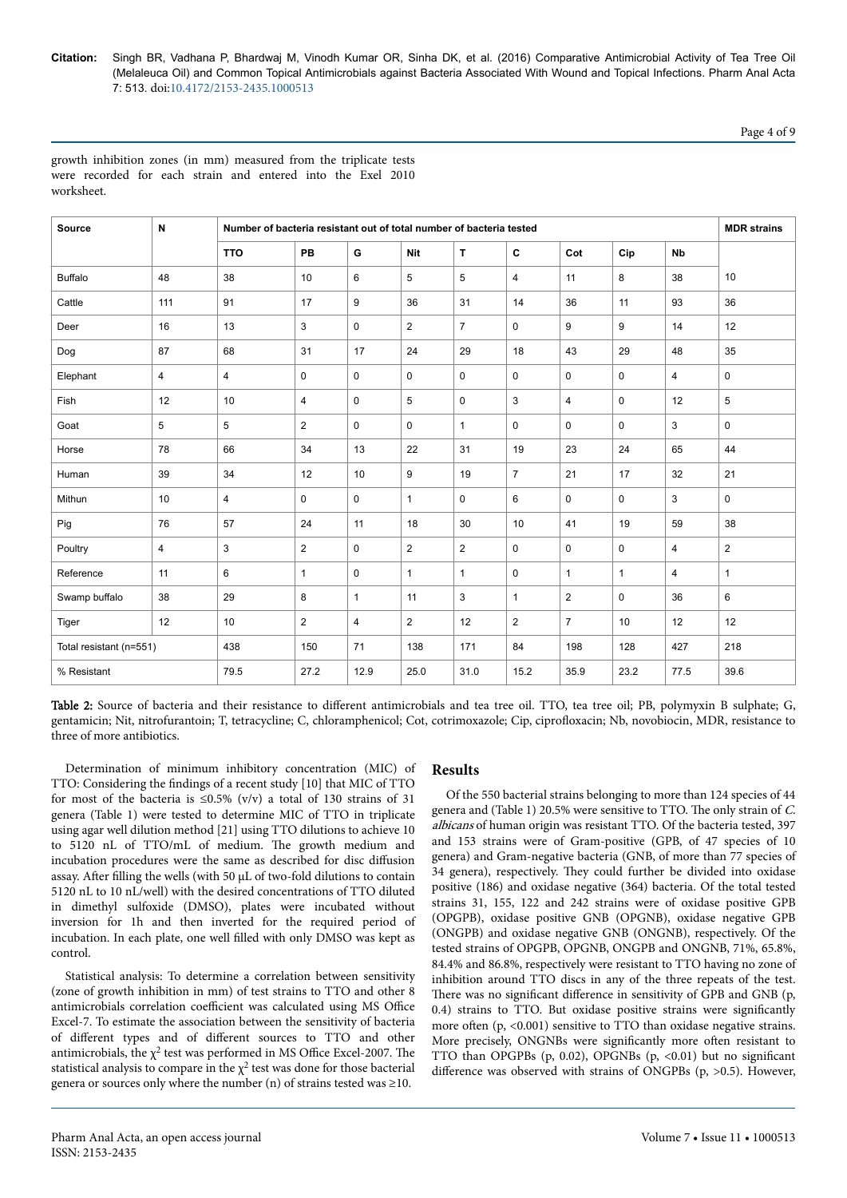growth inhibition zones (in mm) measured from the triplicate tests were recorded for each strain and entered into the Exel 2010 worksheet.

| Source | N | Number of bacteria resistant out of total number of bacteria tested | | | | | | | | | MDR strains |
|---|---|---|---|---|---|---|---|---|---|---|---|
| | | TTO | PB | G | Nit | T | C | Cot | Cip | Nb | |
| Buffalo | 48 | 38 | 10 | 6 | 5 | 5 | 4 | 11 | 8 | 38 | 10 |
| Cattle | 111 | 91 | 17 | 9 | 36 | 31 | 14 | 36 | 11 | 93 | 36 |
| Deer | 16 | 13 | 3 | 0 | 2 | 7 | 0 | 9 | 9 | 14 | 12 |
| Dog | 87 | 68 | 31 | 17 | 24 | 29 | 18 | 43 | 29 | 48 | 35 |
| Elephant | 4 | 4 | 0 | 0 | 0 | 0 | 0 | 0 | 0 | 4 | 0 |
| Fish | 12 | 10 | 4 | 0 | 5 | 0 | 3 | 4 | 0 | 12 | 5 |
| Goat | 5 | 5 | 2 | 0 | 0 | 1 | 0 | 0 | 0 | 3 | 0 |
| Horse | 78 | 66 | 34 | 13 | 22 | 31 | 19 | 23 | 24 | 65 | 44 |
| Human | 39 | 34 | 12 | 10 | 9 | 19 | 7 | 21 | 17 | 32 | 21 |
| Mithun | 10 | 4 | 0 | 0 | 1 | 0 | 6 | 0 | 0 | 3 | 0 |
| Pig | 76 | 57 | 24 | 11 | 18 | 30 | 10 | 41 | 19 | 59 | 38 |
| Poultry | 4 | 3 | 2 | 0 | 2 | 2 | 0 | 0 | 0 | 4 | 2 |
| Reference | 11 | 6 | 1 | 0 | 1 | 1 | 0 | 1 | 1 | 4 | 1 |
| Swamp buffalo | 38 | 29 | 8 | 1 | 11 | 3 | 1 | 2 | 0 | 36 | 6 |
| Tiger | 12 | 10 | 2 | 4 | 2 | 12 | 2 | 7 | 10 | 12 | 12 |
| Total resistant (n=551) | | 438 | 150 | 71 | 138 | 171 | 84 | 198 | 128 | 427 | 218 |
| % Resistant | | 79.5 | 27.2 | 12.9 | 25.0 | 31.0 | 15.2 | 35.9 | 23.2 | 77.5 | 39.6 |

**Table 2:** Source of bacteria and their resistance to different antimicrobials and tea tree oil. TTO, tea tree oil; PB, polymyxin B sulphate; G, gentamicin; Nit, nitrofurantoin; T, tetracycline; C, chloramphenicol; Cot, cotrimoxazole; Cip, ciprofloxacin; Nb, novobiocin, MDR, resistance to three of more antibiotics.

Determination of minimum inhibitory concentration (MIC) of TTO: Considering the findings of a recent study [10] that MIC of TTO for most of the bacteria is ≤0.5% (v/v) a total of 130 strains of 31 genera (Table 1) were tested to determine MIC of TTO in triplicate using agar well dilution method [21] using TTO dilutions to achieve 10 to 5120 nL of TTO/mL of medium. The growth medium and incubation procedures were the same as described for disc diffusion assay. After filling the wells (with 50 µL of two-fold dilutions to contain 5120 nL to 10 nL/well) with the desired concentrations of TTO diluted in dimethyl sulfoxide (DMSO), plates were incubated without inversion for 1h and then inverted for the required period of incubation. In each plate, one well filled with only DMSO was kept as control.

Statistical analysis: To determine a correlation between sensitivity (zone of growth inhibition in mm) of test strains to TTO and other 8 antimicrobials correlation coefficient was calculated using MS Office Excel-7. To estimate the association between the sensitivity of bacteria of different types and of different sources to TTO and other antimicrobials, the $\chi^2$ test was performed in MS Office Excel-2007. The statistical analysis to compare in the $\chi^2$ test was done for those bacterial genera or sources only where the number (n) of strains tested was ≥10.

## Results

Of the 550 bacterial strains belonging to more than 124 species of 44 genera and (Table 1) 20.5% were sensitive to TTO. The only strain of *C. albicans* of human origin was resistant TTO. Of the bacteria tested, 397 and 153 strains were of Gram-positive (GPB, of 47 species of 10 genera) and Gram-negative bacteria (GNB, of more than 77 species of 34 genera), respectively. They could further be divided into oxidase positive (186) and oxidase negative (364) bacteria. Of the total tested strains 31, 155, 122 and 242 strains were of oxidase positive GPB (OPGPB), oxidase positive GNB (OPGNB), oxidase negative GPB (ONGPB) and oxidase negative GNB (ONGNB), respectively. Of the tested strains of OPGPB, OPGNB, ONGPB and ONGNB, 71%, 65.8%, 84.4% and 86.8%, respectively were resistant to TTO having no zone of inhibition around TTO discs in any of the three repeats of the test. There was no significant difference in sensitivity of GPB and GNB (p, 0.4) strains to TTO. But oxidase positive strains were significantly more often (p, <0.001) sensitive to TTO than oxidase negative strains. More precisely, ONGNBs were significantly more often resistant to TTO than OPGPBs (p, 0.02), OPGNBs (p, <0.01) but no significant difference was observed with strains of ONGPBs (p, >0.5). However,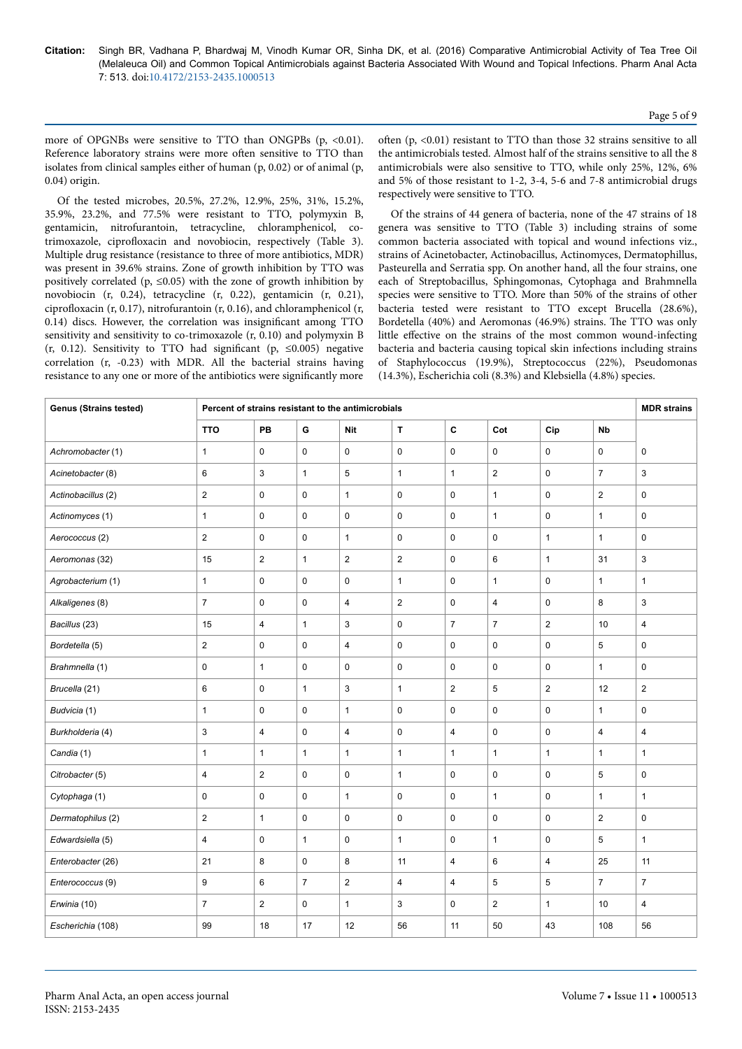more of OPGNBs were sensitive to TTO than ONGPBs (p, <0.01). Reference laboratory strains were more often sensitive to TTO than isolates from clinical samples either of human (p, 0.02) or of animal (p, 0.04) origin.

Of the tested microbes, 20.5%, 27.2%, 12.9%, 25%, 31%, 15.2%, 35.9%, 23.2%, and 77.5% were resistant to TTO, polymyxin B, gentamicin, nitrofurantoin, tetracycline, chloramphenicol, co-trimoxazole, ciprofloxacin and novobiocin, respectively (Table 3). Multiple drug resistance (resistance to three of more antibiotics, MDR) was present in 39.6% strains. Zone of growth inhibition by TTO was positively correlated (p, ≤0.05) with the zone of growth inhibition by novobiocin (r, 0.24), tetracycline (r, 0.22), gentamicin (r, 0.21), ciprofloxacin (r, 0.17), nitrofurantoin (r, 0.16), and chloramphenicol (r, 0.14) discs. However, the correlation was insignificant among TTO sensitivity and sensitivity to co-trimoxazole (r, 0.10) and polymyxin B (r, 0.12). Sensitivity to TTO had significant (p, ≤0.005) negative correlation (r, -0.23) with MDR. All the bacterial strains having resistance to any one or more of the antibiotics were significantly more often (p, <0.01) resistant to TTO than those 32 strains sensitive to all the antimicrobials tested. Almost half of the strains sensitive to all the 8 antimicrobials were also sensitive to TTO, while only 25%, 12%, 6% and 5% of those resistant to 1-2, 3-4, 5-6 and 7-8 antimicrobial drugs respectively were sensitive to TTO.

Of the strains of 44 genera of bacteria, none of the 47 strains of 18 genera was sensitive to TTO (Table 3) including strains of some common bacteria associated with topical and wound infections viz., strains of Acinetobacter, Actinobacillus, Actinomyces, Dermatophillus, Pasteurella and Serratia spp. On another hand, all the four strains, one each of Streptobacillus, Sphingomonas, Cytophaga and Brahmnella species were sensitive to TTO. More than 50% of the strains of other bacteria tested were resistant to TTO except Brucella (28.6%), Bordetella (40%) and Aeromonas (46.9%) strains. The TTO was only little effective on the strains of the most common wound-infecting bacteria and bacteria causing topical skin infections including strains of Staphylococcus (19.9%), Streptococcus (22%), Pseudomonas (14.3%), Escherichia coli (8.3%) and Klebsiella (4.8%) species.

| Genus (Strains tested) | Percent of strains resistant to the antimicrobials | | | | | | | | | MDR strains |
|---|---|---|---|---|---|---|---|---|---|---|
| | TTO | PB | G | Nit | T | C | Cot | Cip | Nb | |
| *Achromobacter* (1) | 1 | 0 | 0 | 0 | 0 | 0 | 0 | 0 | 0 | 0 |
| *Acinetobacter* (8) | 6 | 3 | 1 | 5 | 1 | 1 | 2 | 0 | 7 | 3 |
| *Actinobacillus* (2) | 2 | 0 | 0 | 1 | 0 | 0 | 1 | 0 | 2 | 0 |
| *Actinomyces* (1) | 1 | 0 | 0 | 0 | 0 | 0 | 1 | 0 | 1 | 0 |
| *Aerococcus* (2) | 2 | 0 | 0 | 1 | 0 | 0 | 0 | 1 | 1 | 0 |
| *Aeromonas* (32) | 15 | 2 | 1 | 2 | 2 | 0 | 6 | 1 | 31 | 3 |
| *Agrobacterium* (1) | 1 | 0 | 0 | 0 | 1 | 0 | 1 | 0 | 1 | 1 |
| *Alkaligenes* (8) | 7 | 0 | 0 | 4 | 2 | 0 | 4 | 0 | 8 | 3 |
| *Bacillus* (23) | 15 | 4 | 1 | 3 | 0 | 7 | 7 | 2 | 10 | 4 |
| *Bordetella* (5) | 2 | 0 | 0 | 4 | 0 | 0 | 0 | 0 | 5 | 0 |
| *Brahmnella* (1) | 0 | 1 | 0 | 0 | 0 | 0 | 0 | 0 | 1 | 0 |
| *Brucella* (21) | 6 | 0 | 1 | 3 | 1 | 2 | 5 | 2 | 12 | 2 |
| *Budvicia* (1) | 1 | 0 | 0 | 1 | 0 | 0 | 0 | 0 | 1 | 0 |
| *Burkholderia* (4) | 3 | 4 | 0 | 4 | 0 | 4 | 0 | 0 | 4 | 4 |
| *Candia* (1) | 1 | 1 | 1 | 1 | 1 | 1 | 1 | 1 | 1 | 1 |
| *Citrobacter* (5) | 4 | 2 | 0 | 0 | 1 | 0 | 0 | 0 | 5 | 0 |
| *Cytophaga* (1) | 0 | 0 | 0 | 1 | 0 | 0 | 1 | 0 | 1 | 1 |
| *Dermatophilus* (2) | 2 | 1 | 0 | 0 | 0 | 0 | 0 | 0 | 2 | 0 |
| *Edwardsiella* (5) | 4 | 0 | 1 | 0 | 1 | 0 | 1 | 0 | 5 | 1 |
| *Enterobacter* (26) | 21 | 8 | 0 | 8 | 11 | 4 | 6 | 4 | 25 | 11 |
| *Enterococcus* (9) | 9 | 6 | 7 | 2 | 4 | 4 | 5 | 5 | 7 | 7 |
| *Erwinia* (10) | 7 | 2 | 0 | 1 | 3 | 0 | 2 | 1 | 10 | 4 |
| *Escherichia* (108) | 99 | 18 | 17 | 12 | 56 | 11 | 50 | 43 | 108 | 56 |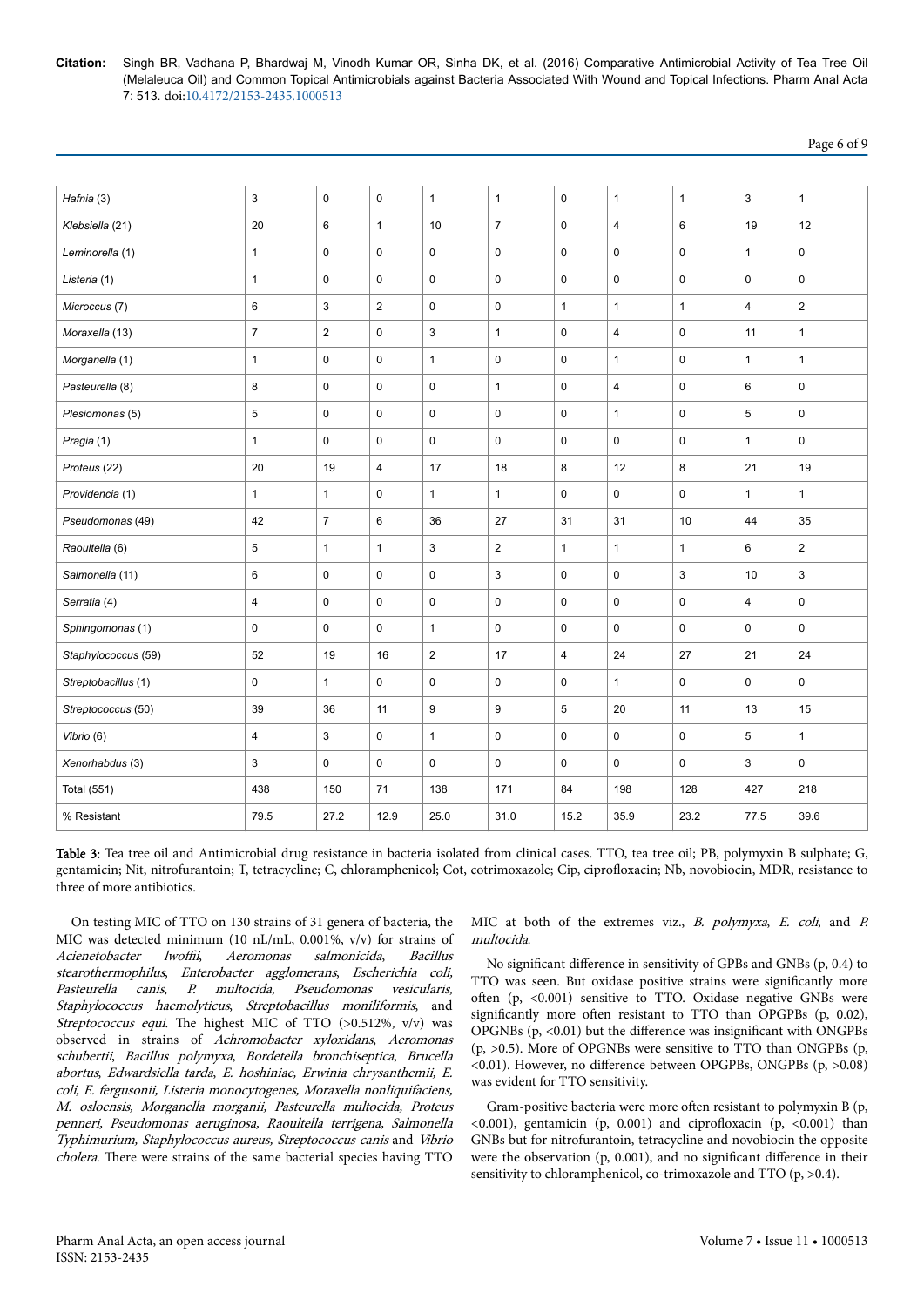| *Hafnia* (3) | 3 | 0 | 0 | 1 | 1 | 0 | 1 | 1 | 3 | 1 |
|---|---|---|---|---|---|---|---|---|---|---|
| *Klebsiella* (21) | 20 | 6 | 1 | 10 | 7 | 0 | 4 | 6 | 19 | 12 |
| *Leminorella* (1) | 1 | 0 | 0 | 0 | 0 | 0 | 0 | 0 | 1 | 0 |
| *Listeria* (1) | 1 | 0 | 0 | 0 | 0 | 0 | 0 | 0 | 0 | 0 |
| *Micrococus* (7) | 6 | 3 | 2 | 0 | 0 | 1 | 1 | 1 | 4 | 2 |
| *Moraxella* (13) | 7 | 2 | 0 | 3 | 1 | 0 | 4 | 0 | 11 | 1 |
| *Morganella* (1) | 1 | 0 | 0 | 1 | 0 | 0 | 1 | 0 | 1 | 1 |
| *Pasteurella* (8) | 8 | 0 | 0 | 0 | 1 | 0 | 4 | 0 | 6 | 0 |
| *Plesiomonas* (5) | 5 | 0 | 0 | 0 | 0 | 0 | 1 | 0 | 5 | 0 |
| *Pragia* (1) | 1 | 0 | 0 | 0 | 0 | 0 | 0 | 0 | 1 | 0 |
| *Proteus* (22) | 20 | 19 | 4 | 17 | 18 | 8 | 12 | 8 | 21 | 19 |
| *Providencia* (1) | 1 | 1 | 0 | 1 | 1 | 0 | 0 | 0 | 1 | 1 |
| *Pseudomonas* (49) | 42 | 7 | 6 | 36 | 27 | 31 | 31 | 10 | 44 | 35 |
| *Raoultella* (6) | 5 | 1 | 1 | 3 | 2 | 1 | 1 | 1 | 6 | 2 |
| *Salmonella* (11) | 6 | 0 | 0 | 0 | 3 | 0 | 0 | 3 | 10 | 3 |
| *Serratia* (4) | 4 | 0 | 0 | 0 | 0 | 0 | 0 | 0 | 4 | 0 |
| *Sphingomonas* (1) | 0 | 0 | 0 | 1 | 0 | 0 | 0 | 0 | 0 | 0 |
| *Staphylococcus* (59) | 52 | 19 | 16 | 2 | 17 | 4 | 24 | 27 | 21 | 24 |
| *Streptobacillus* (1) | 0 | 1 | 0 | 0 | 0 | 0 | 1 | 0 | 0 | 0 |
| *Streptococcus* (50) | 39 | 36 | 11 | 9 | 9 | 5 | 20 | 11 | 13 | 15 |
| *Vibrio* (6) | 4 | 3 | 0 | 1 | 0 | 0 | 0 | 0 | 5 | 1 |
| *Xenorhabdus* (3) | 3 | 0 | 0 | 0 | 0 | 0 | 0 | 0 | 3 | 0 |
| Total (551) | 438 | 150 | 71 | 138 | 171 | 84 | 198 | 128 | 427 | 218 |
| % Resistant | 79.5 | 27.2 | 12.9 | 25.0 | 31.0 | 15.2 | 35.9 | 23.2 | 77.5 | 39.6 |

**Table 3:** Tea tree oil and Antimicrobial drug resistance in bacteria isolated from clinical cases. TTO, tea tree oil; PB, polymyxin B sulphate; G, gentamicin; Nit, nitrofurantoin; T, tetracycline; C, chloramphenicol; Cot, cotrimoxazole; Cip, ciprofloxacin; Nb, novobiocin, MDR, resistance to three of more antibiotics.

On testing MIC of TTO on 130 strains of 31 genera of bacteria, the MIC was detected minimum (10 nL/mL, 0.001%, v/v) for strains of *Acienetobacter lwoffii*, *Aeromonas salmonicida*, *Bacillus stearothermophilus*, *Enterobacter agglomerans*, *Escherichia coli*, *Pasteurella canis*, *P. multocida*, *Pseudomonas vesicularis*, *Staphylococcus haemolyticus*, *Streptobacillus moniliformis*, and *Streptococcus equi*. The highest MIC of TTO (>0.512%, v/v) was observed in strains of *Achromobacter xyloxidans*, *Aeromonas schubertii*, *Bacillus polymyxa*, *Bordetella bronchiseptica*, *Brucella abortus*, *Edwardsiella tarda*, *E. hoshiniae, Erwinia chrysanthemii, E. coli, E. fergusonii, Listeria monocytogenes, Moraxella nonliquifaciens, M. osloensis, Morganella morganii, Pasteurella multocida, Proteus penneri, Pseudomonas aeruginosa, Raoultella terrigena, Salmonella Typhimurium, Staphylococcus aureus, Streptococcus canis* and *Vibrio cholera*. There were strains of the same bacterial species having TTO MIC at both of the extremes viz., *B. polymyxa*, *E. coli*, and *P. multocida*.

No significant difference in sensitivity of GPBs and GNBs (p, 0.4) to TTO was seen. But oxidase positive strains were significantly more often (p, <0.001) sensitive to TTO. Oxidase negative GNBs were significantly more often resistant to TTO than OPGPBs (p, 0.02), OPGNBs (p, <0.01) but the difference was insignificant with ONGPBs (p, >0.5). More of OPGNBs were sensitive to TTO than ONGPBs (p, <0.01). However, no difference between OPGPBs, ONGPBs (p, >0.08) was evident for TTO sensitivity.

Gram-positive bacteria were more often resistant to polymyxin B (p, <0.001), gentamicin (p, 0.001) and ciprofloxacin (p, <0.001) than GNBs but for nitrofurantoin, tetracycline and novobiocin the opposite were the observation (p, 0.001), and no significant difference in their sensitivity to chloramphenicol, co-trimoxazole and TTO (p, >0.4).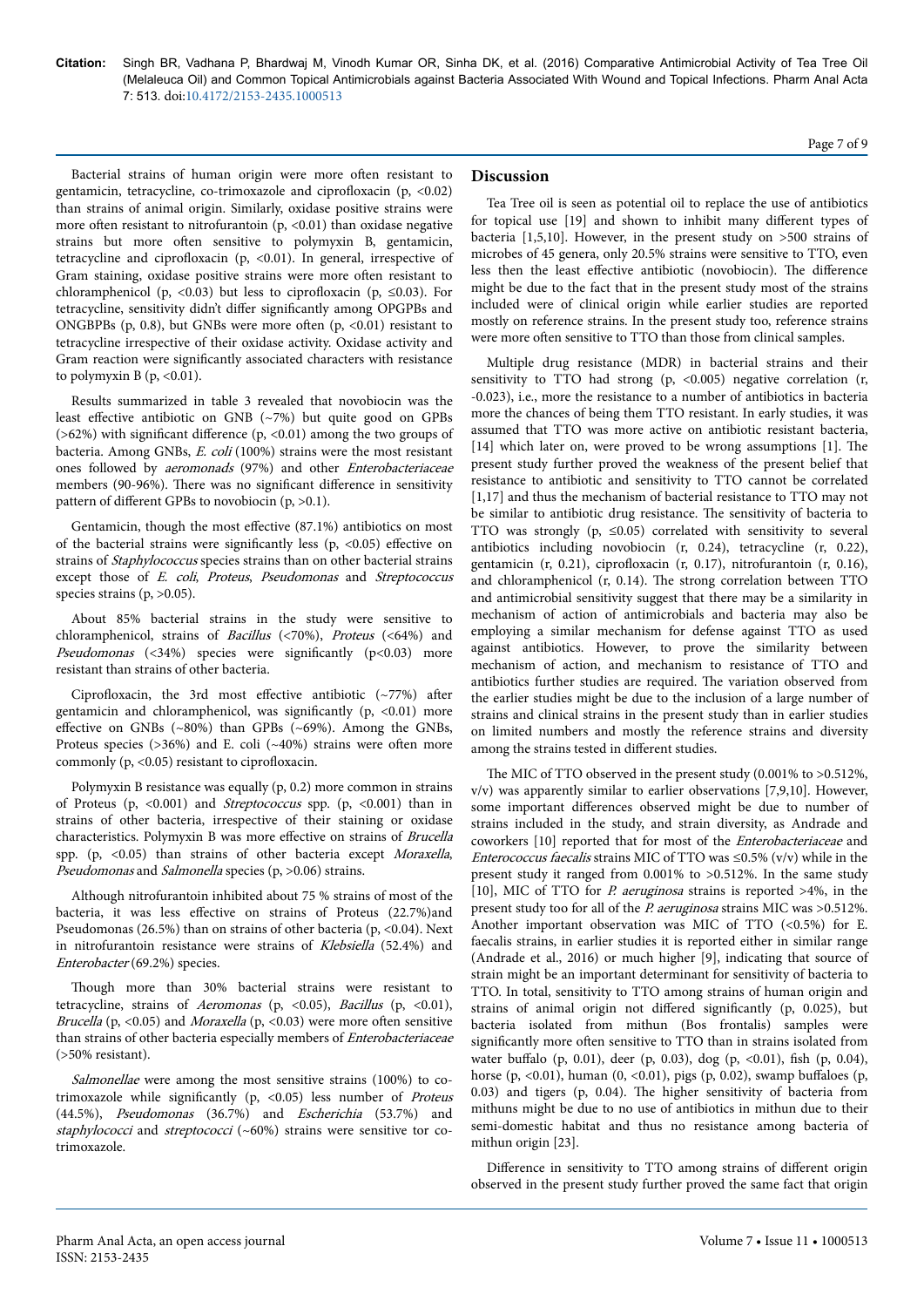Bacterial strains of human origin were more often resistant to gentamicin, tetracycline, co-trimoxazole and ciprofloxacin (p, <0.02) than strains of animal origin. Similarly, oxidase positive strains were more often resistant to nitrofurantoin (p, <0.01) than oxidase negative strains but more often sensitive to polymyxin B, gentamicin, tetracycline and ciprofloxacin (p, <0.01). In general, irrespective of Gram staining, oxidase positive strains were more often resistant to chloramphenicol (p, <0.03) but less to ciprofloxacin (p, ≤0.03). For tetracycline, sensitivity didn't differ significantly among OPGPBs and ONGBPBs (p, 0.8), but GNBs were more often (p, <0.01) resistant to tetracycline irrespective of their oxidase activity. Oxidase activity and Gram reaction were significantly associated characters with resistance to polymyxin B (p, <0.01).

Results summarized in table 3 revealed that novobiocin was the least effective antibiotic on GNB (~7%) but quite good on GPBs (>62%) with significant difference (p, <0.01) among the two groups of bacteria. Among GNBs, *E. coli* (100%) strains were the most resistant ones followed by *aeromonads* (97%) and other *Enterobacteriaceae* members (90-96%). There was no significant difference in sensitivity pattern of different GPBs to novobiocin (p, >0.1).

Gentamicin, though the most effective (87.1%) antibiotics on most of the bacterial strains were significantly less (p, <0.05) effective on strains of *Staphylococcus* species than on other bacterial strains except those of *E. coli*, *Proteus*, *Pseudomonas* and *Streptococcus* species strains (p, >0.05).

About 85% bacterial strains in the study were sensitive to chloramphenicol, strains of *Bacillus* (<70%), *Proteus* (<64%) and *Pseudomonas* (<34%) species were significantly (p<0.03) more resistant than strains of other bacteria.

Ciprofloxacin, the 3rd most effective antibiotic (~77%) after gentamicin and chloramphenicol, was significantly (p, <0.01) more effective on GNBs (~80%) than GPBs (~69%). Among the GNBs, Proteus species (>36%) and E. coli (~40%) strains were often more commonly (p, <0.05) resistant to ciprofloxacin.

Polymyxin B resistance was equally (p, 0.2) more common in strains of Proteus (p, <0.001) and *Streptococcus* spp. (p, <0.001) than in strains of other bacteria, irrespective of their staining or oxidase characteristics. Polymyxin B was more effective on strains of *Brucella* spp. (p, <0.05) than strains of other bacteria except *Moraxella*, *Pseudomonas* and *Salmonella* species (p, >0.06) strains.

Although nitrofurantoin inhibited about 75 % strains of most of the bacteria, it was less effective on strains of Proteus (22.7%)and Pseudomonas (26.5%) than on strains of other bacteria (p, <0.04). Next in nitrofurantoin resistance were strains of *Klebsiella* (52.4%) and *Enterobacter* (69.2%) species.

Though more than 30% bacterial strains were resistant to tetracycline, strains of *Aeromonas* (p, <0.05), *Bacillus* (p, <0.01), *Brucella* (p, <0.05) and *Moraxella* (p, <0.03) were more often sensitive than strains of other bacteria especially members of *Enterobacteriaceae* (>50% resistant).

*Salmonellae* were among the most sensitive strains (100%) to co-trimoxazole while significantly (p, <0.05) less number of *Proteus* (44.5%), *Pseudomonas* (36.7%) and *Escherichia* (53.7%) and *staphylococci* and *streptococci* (~60%) strains were sensitive tor co-trimoxazole.

## Discussion

Tea Tree oil is seen as potential oil to replace the use of antibiotics for topical use [19] and shown to inhibit many different types of bacteria [1,5,10]. However, in the present study on >500 strains of microbes of 45 genera, only 20.5% strains were sensitive to TTO, even less then the least effective antibiotic (novobiocin). The difference might be due to the fact that in the present study most of the strains included were of clinical origin while earlier studies are reported mostly on reference strains. In the present study too, reference strains were more often sensitive to TTO than those from clinical samples.

Multiple drug resistance (MDR) in bacterial strains and their sensitivity to TTO had strong (p, <0.005) negative correlation (r, -0.023), i.e., more the resistance to a number of antibiotics in bacteria more the chances of being them TTO resistant. In early studies, it was assumed that TTO was more active on antibiotic resistant bacteria, [14] which later on, were proved to be wrong assumptions [1]. The present study further proved the weakness of the present belief that resistance to antibiotic and sensitivity to TTO cannot be correlated [1,17] and thus the mechanism of bacterial resistance to TTO may not be similar to antibiotic drug resistance. The sensitivity of bacteria to TTO was strongly (p, ≤0.05) correlated with sensitivity to several antibiotics including novobiocin (r, 0.24), tetracycline (r, 0.22), gentamicin (r, 0.21), ciprofloxacin (r, 0.17), nitrofurantoin (r, 0.16), and chloramphenicol (r, 0.14). The strong correlation between TTO and antimicrobial sensitivity suggest that there may be a similarity in mechanism of action of antimicrobials and bacteria may also be employing a similar mechanism for defense against TTO as used against antibiotics. However, to prove the similarity between mechanism of action, and mechanism to resistance of TTO and antibiotics further studies are required. The variation observed from the earlier studies might be due to the inclusion of a large number of strains and clinical strains in the present study than in earlier studies on limited numbers and mostly the reference strains and diversity among the strains tested in different studies.

The MIC of TTO observed in the present study (0.001% to >0.512%, v/v) was apparently similar to earlier observations [7,9,10]. However, some important differences observed might be due to number of strains included in the study, and strain diversity, as Andrade and coworkers [10] reported that for most of the *Enterobacteriaceae* and *Enterococcus faecalis* strains MIC of TTO was ≤0.5% (v/v) while in the present study it ranged from 0.001% to >0.512%. In the same study [10], MIC of TTO for *P. aeruginosa* strains is reported >4%, in the present study too for all of the *P. aeruginosa* strains MIC was >0.512%. Another important observation was MIC of TTO (<0.5%) for E. faecalis strains, in earlier studies it is reported either in similar range (Andrade et al., 2016) or much higher [9], indicating that source of strain might be an important determinant for sensitivity of bacteria to TTO. In total, sensitivity to TTO among strains of human origin and strains of animal origin not differed significantly (p, 0.025), but bacteria isolated from mithun (Bos frontalis) samples were significantly more often sensitive to TTO than in strains isolated from water buffalo (p, 0.01), deer (p, 0.03), dog (p, <0.01), fish (p, 0.04), horse (p, <0.01), human (0, <0.01), pigs (p, 0.02), swamp buffaloes (p, 0.03) and tigers (p, 0.04). The higher sensitivity of bacteria from mithuns might be due to no use of antibiotics in mithun due to their semi-domestic habitat and thus no resistance among bacteria of mithun origin [23].

Difference in sensitivity to TTO among strains of different origin observed in the present study further proved the same fact that origin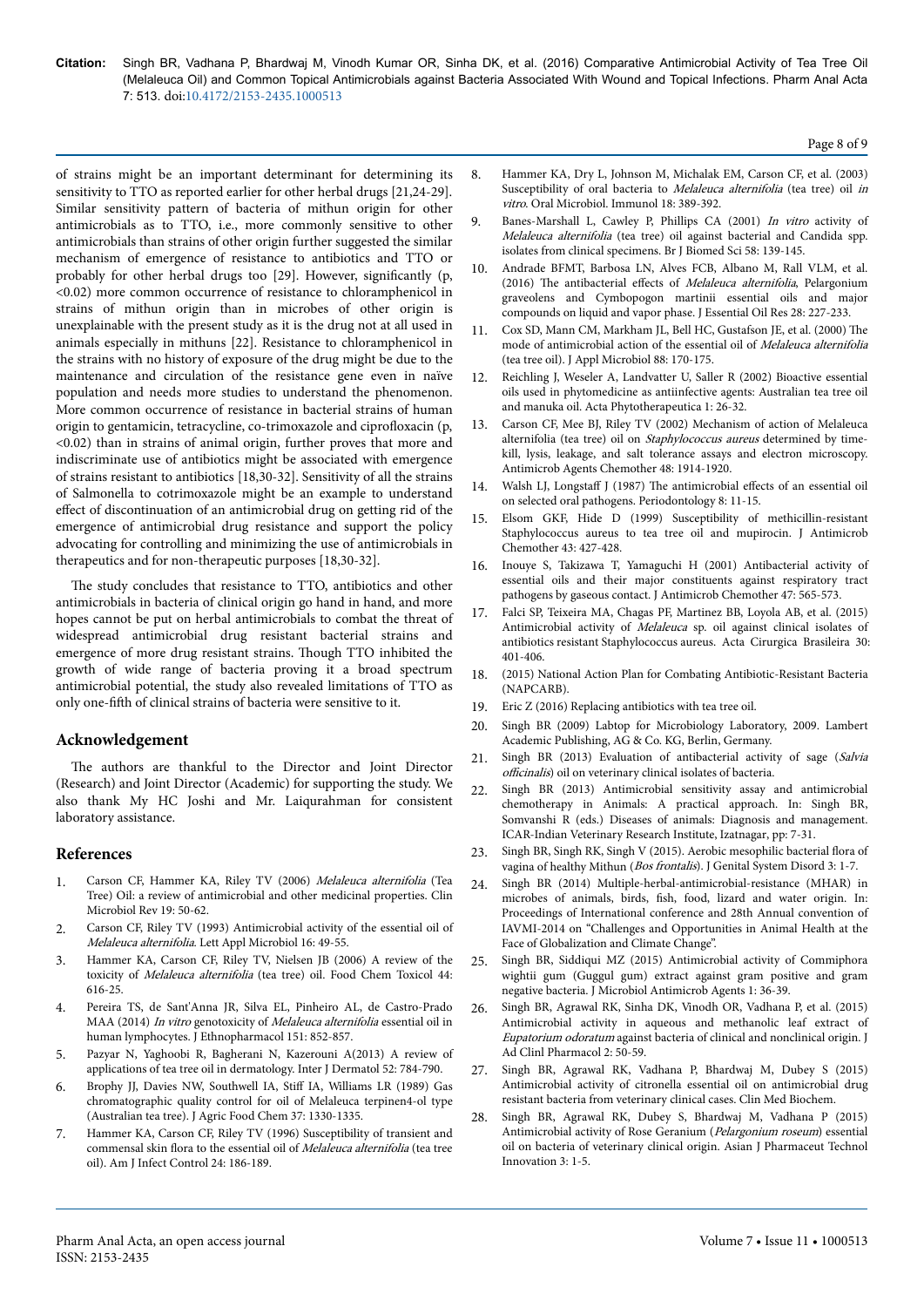of strains might be an important determinant for determining its sensitivity to TTO as reported earlier for other herbal drugs [21,24-29]. Similar sensitivity pattern of bacteria of mithun origin for other antimicrobials as to TTO, i.e., more commonly sensitive to other antimicrobials than strains of other origin further suggested the similar mechanism of emergence of resistance to antibiotics and TTO or probably for other herbal drugs too [29]. However, significantly ($p < 0.02$) more common occurrence of resistance to chloramphenicol in strains of mithun origin than in microbes of other origin is unexplainable with the present study as it is the drug not at all used in animals especially in mithuns [22]. Resistance to chloramphenicol in the strains with no history of exposure of the drug might be due to the maintenance and circulation of the resistance gene even in naïve population and needs more studies to understand the phenomenon. More common occurrence of resistance in bacterial strains of human origin to gentamicin, tetracycline, co-trimoxazole and ciprofloxacin ($p < 0.02$) than in strains of animal origin, further proves that more and indiscriminate use of antibiotics might be associated with emergence of strains resistant to antibiotics [18,30-32]. Sensitivity of all the strains of Salmonella to cotrimoxazole might be an example to understand effect of discontinuation of an antimicrobial drug on getting rid of the emergence of antimicrobial drug resistance and support the policy advocating for controlling and minimizing the use of antimicrobials in therapeutics and for non-therapeutic purposes [18,30-32].

The study concludes that resistance to TTO, antibiotics and other antimicrobials in bacteria of clinical origin go hand in hand, and more hopes cannot be put on herbal antimicrobials to combat the threat of widespread antimicrobial drug resistant bacterial strains and emergence of more drug resistant strains. Though TTO inhibited the growth of wide range of bacteria proving it a broad spectrum antimicrobial potential, the study also revealed limitations of TTO as only one-fifth of clinical strains of bacteria were sensitive to it.

## Acknowledgement

The authors are thankful to the Director and Joint Director (Research) and Joint Director (Academic) for supporting the study. We also thank My HC Joshi and Mr. Laiqurahman for consistent laboratory assistance.

## References

1. Carson CF, Hammer KA, Riley TV (2006) *Melaleuca alternifolia* (Tea Tree) Oil: a review of antimicrobial and other medicinal properties. Clin Microbiol Rev 19: 50-62.
2. Carson CF, Riley TV (1993) Antimicrobial activity of the essential oil of *Melaleuca alternifolia*. Lett Appl Microbiol 16: 49-55.
3. Hammer KA, Carson CF, Riley TV, Nielsen JB (2006) A review of the toxicity of *Melaleuca alternifolia* (tea tree) oil. Food Chem Toxicol 44: 616-25.
4. Pereira TS, de Sant'Anna JR, Silva EL, Pinheiro AL, de Castro-Prado MAA (2014) *In vitro* genotoxicity of *Melaleuca alternifolia* essential oil in human lymphocytes. J Ethnopharmacol 151: 852-857.
5. Pazyar N, Yaghoobi R, Bagherani N, Kazerouni A(2013) A review of applications of tea tree oil in dermatology. Inter J Dermatol 52: 784-790.
6. Brophy JJ, Davies NW, Southwell IA, Stiff IA, Williams LR (1989) Gas chromatographic quality control for oil of Melaleuca terpinen4-ol type (Australian tea tree). J Agric Food Chem 37: 1330-1335.
7. Hammer KA, Carson CF, Riley TV (1996) Susceptibility of transient and commensal skin flora to the essential oil of *Melaleuca alternifolia* (tea tree oil). Am J Infect Control 24: 186-189.
8. Hammer KA, Dry L, Johnson M, Michalak EM, Carson CF, et al. (2003) Susceptibility of oral bacteria to *Melaleuca alternifolia* (tea tree) oil *in vitro*. Oral Microbiol. Immunol 18: 389-392.
9. Banes-Marshall L, Cawley P, Phillips CA (2001) *In vitro* activity of *Melaleuca alternifolia* (tea tree) oil against bacterial and Candida spp. isolates from clinical specimens. Br J Biomed Sci 58: 139-145.
10. Andrade BFMT, Barbosa LN, Alves FCB, Albano M, Rall VLM, et al. (2016) The antibacterial effects of *Melaleuca alternifolia*, Pelargonium graveolens and Cymbopogon martinii essential oils and major compounds on liquid and vapor phase. J Essential Oil Res 28: 227-233.
11. Cox SD, Mann CM, Markham JL, Bell HC, Gustafson JE, et al. (2000) The mode of antimicrobial action of the essential oil of *Melaleuca alternifolia* (tea tree oil). J Appl Microbiol 88: 170-175.
12. Reichling J, Weseler A, Landvatter U, Saller R (2002) Bioactive essential oils used in phytomedicine as antiinfective agents: Australian tea tree oil and manuka oil. Acta Phytotherapeutica 1: 26-32.
13. Carson CF, Mee BJ, Riley TV (2002) Mechanism of action of Melaleuca alternifolia (tea tree) oil on *Staphylococcus aureus* determined by time-kill, lysis, leakage, and salt tolerance assays and electron microscopy. Antimicrob Agents Chemother 48: 1914-1920.
14. Walsh LJ, Longstaff J (1987) The antimicrobial effects of an essential oil on selected oral pathogens. Periodontology 8: 11-15.
15. Elsom GKF, Hide D (1999) Susceptibility of methicillin-resistant Staphylococcus aureus to tea tree oil and mupirocin. J Antimicrob Chemother 43: 427-428.
16. Inouye S, Takizawa T, Yamaguchi H (2001) Antibacterial activity of essential oils and their major constituents against respiratory tract pathogens by gaseous contact. J Antimicrob Chemother 47: 565-573.
17. Falci SP, Teixeira MA, Chagas PF, Martinez BB, Loyola AB, et al. (2015) Antimicrobial activity of *Melaleuca* sp. oil against clinical isolates of antibiotics resistant Staphylococcus aureus. Acta Cirurgica Brasileira 30: 401-406.
18. (2015) National Action Plan for Combating Antibiotic-Resistant Bacteria (NAPCARB).
19. Eric Z (2016) Replacing antibiotics with tea tree oil.
20. Singh BR (2009) Labtop for Microbiology Laboratory, 2009. Lambert Academic Publishing, AG & Co. KG, Berlin, Germany.
21. Singh BR (2013) Evaluation of antibacterial activity of sage (*Salvia officinalis*) oil on veterinary clinical isolates of bacteria.
22. Singh BR (2013) Antimicrobial sensitivity assay and antimicrobial chemotherapy in Animals: A practical approach. In: Singh BR, Somvanshi R (eds.) Diseases of animals: Diagnosis and management. ICAR-Indian Veterinary Research Institute, Izatnagar, pp: 7-31.
23. Singh BR, Singh RK, Singh V (2015). Aerobic mesophilic bacterial flora of vagina of healthy Mithun (*Bos frontalis*). J Genital System Disord 3: 1-7.
24. Singh BR (2014) Multiple-herbal-antimicrobial-resistance (MHAR) in microbes of animals, birds, fish, food, lizard and water origin. In: Proceedings of International conference and 28th Annual convention of IAVMI-2014 on "Challenges and Opportunities in Animal Health at the Face of Globalization and Climate Change".
25. Singh BR, Siddiqui MZ (2015) Antimicrobial activity of Commiphora wightii gum (Guggul gum) extract against gram positive and gram negative bacteria. J Microbiol Antimicrob Agents 1: 36-39.
26. Singh BR, Agrawal RK, Sinha DK, Vinodh OR, Vadhana P, et al. (2015) Antimicrobial activity in aqueous and methanolic leaf extract of *Eupatorium odoratum* against bacteria of clinical and nonclinical origin. J Ad Clinl Pharmacol 2: 50-59.
27. Singh BR, Agrawal RK, Vadhana P, Bhardwaj M, Dubey S (2015) Antimicrobial activity of citronella essential oil on antimicrobial drug resistant bacteria from veterinary clinical cases. Clin Med Biochem.
28. Singh BR, Agrawal RK, Dubey S, Bhardwaj M, Vadhana P (2015) Antimicrobial activity of Rose Geranium (*Pelargonium roseum*) essential oil on bacteria of veterinary clinical origin. Asian J Pharmaceut Technol Innovation 3: 1-5.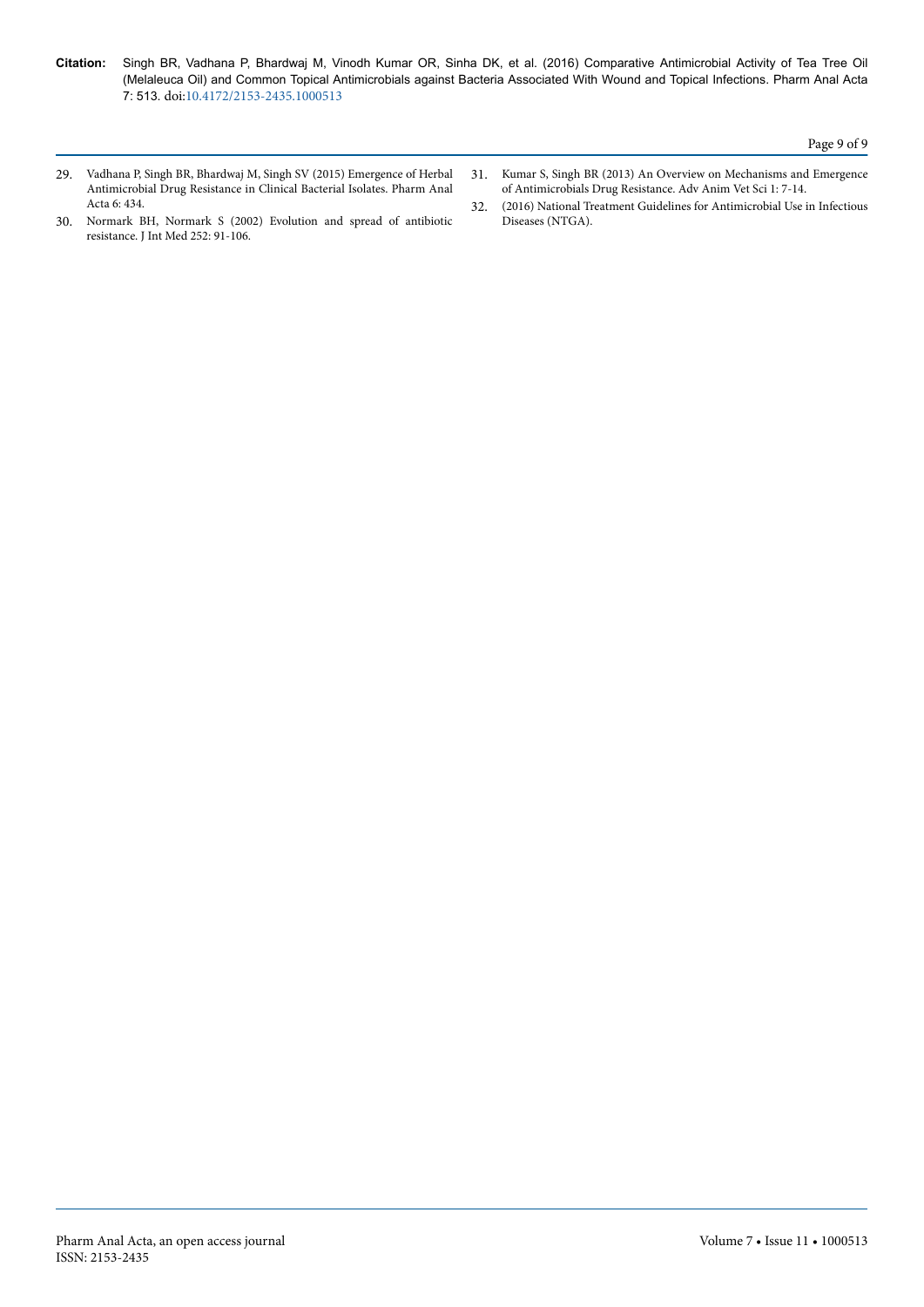29. Vadhana P, Singh BR, Bhardwaj M, Singh SV (2015) Emergence of Herbal Antimicrobial Drug Resistance in Clinical Bacterial Isolates. Pharm Anal Acta 6: 434.
30. Normark BH, Normark S (2002) Evolution and spread of antibiotic resistance. J Int Med 252: 91-106.
31. Kumar S, Singh BR (2013) An Overview on Mechanisms and Emergence of Antimicrobials Drug Resistance. Adv Anim Vet Sci 1: 7-14.
32. (2016) National Treatment Guidelines for Antimicrobial Use in Infectious Diseases (NTGA).